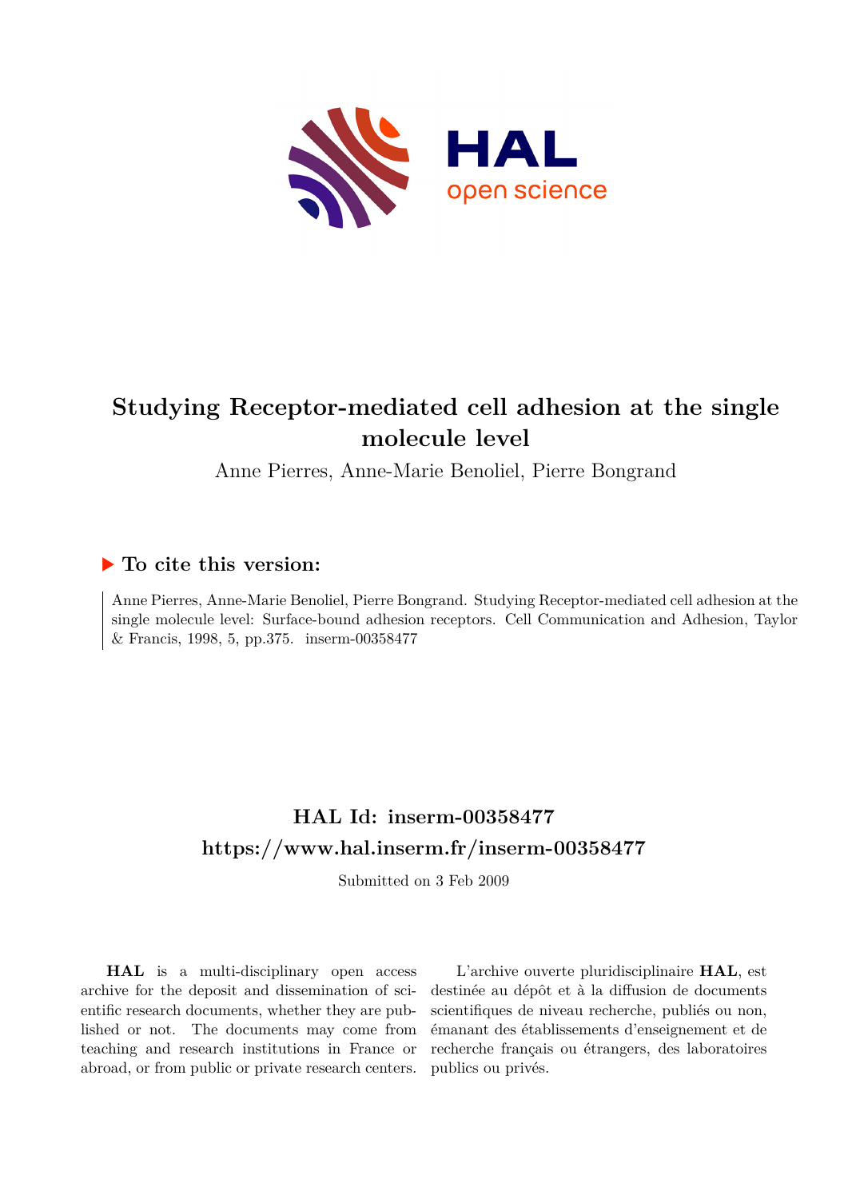# Studying Receptor-mediated cell adhesion at the single molecule level

Anne Pierres, Anne-Marie Benoliel, Pierre Bongrand

## ▶ To cite this version:

Anne Pierres, Anne-Marie Benoliel, Pierre Bongrand. Studying Receptor-mediated cell adhesion at the single molecule level: Surface-bound adhesion receptors. Cell Communication and Adhesion, Taylor & Francis, 1998, 5, pp.375. inserm-00358477

## HAL Id: inserm-00358477

## https://www.hal.inserm.fr/inserm-00358477

Submitted on 3 Feb 2009

**HAL** is a multi-disciplinary open access archive for the deposit and dissemination of scientific research documents, whether they are published or not. The documents may come from teaching and research institutions in France or abroad, or from public or private research centers.

L'archive ouverte pluridisciplinaire **HAL**, est destinée au dépôt et à la diffusion de documents scientifiques de niveau recherche, publiés ou non, émanant des établissements d'enseignement et de recherche français ou étrangers, des laboratoires publics ou privés.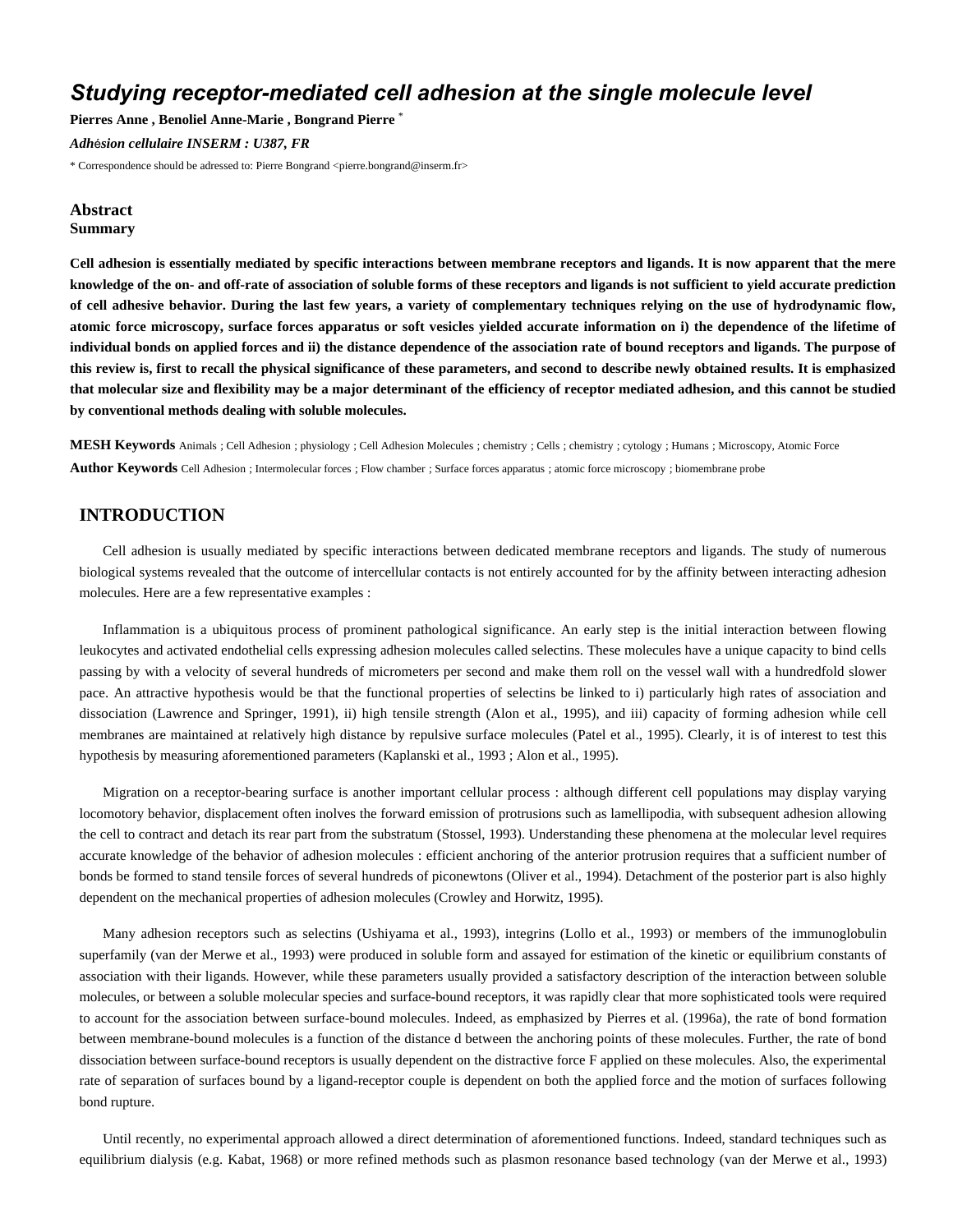# *Studying receptor-mediated cell adhesion at the single molecule level*

**Pierres Anne , Benoliel Anne-Marie , Bongrand Pierre** *

*Adhésion cellulaire INSERM : U387, FR*

* Correspondence should be adressed to: Pierre Bongrand <pierre.bongrand@inserm.fr>

## Abstract

### Summary

**Cell adhesion is essentially mediated by specific interactions between membrane receptors and ligands. It is now apparent that the mere knowledge of the on- and off-rate of association of soluble forms of these receptors and ligands is not sufficient to yield accurate prediction of cell adhesive behavior. During the last few years, a variety of complementary techniques relying on the use of hydrodynamic flow, atomic force microscopy, surface forces apparatus or soft vesicles yielded accurate information on i) the dependence of the lifetime of individual bonds on applied forces and ii) the distance dependence of the association rate of bound receptors and ligands. The purpose of this review is, first to recall the physical significance of these parameters, and second to describe newly obtained results. It is emphasized that molecular size and flexibility may be a major determinant of the efficiency of receptor mediated adhesion, and this cannot be studied by conventional methods dealing with soluble molecules.**

**MESH Keywords** Animals ; Cell Adhesion ; physiology ; Cell Adhesion Molecules ; chemistry ; Cells ; chemistry ; cytology ; Humans ; Microscopy, Atomic Force

**Author Keywords** Cell Adhesion ; Intermolecular forces ; Flow chamber ; Surface forces apparatus ; atomic force microscopy ; biomembrane probe

## INTRODUCTION

Cell adhesion is usually mediated by specific interactions between dedicated membrane receptors and ligands. The study of numerous biological systems revealed that the outcome of intercellular contacts is not entirely accounted for by the affinity between interacting adhesion molecules. Here are a few representative examples :

Inflammation is a ubiquitous process of prominent pathological significance. An early step is the initial interaction between flowing leukocytes and activated endothelial cells expressing adhesion molecules called selectins. These molecules have a unique capacity to bind cells passing by with a velocity of several hundreds of micrometers per second and make them roll on the vessel wall with a hundredfold slower pace. An attractive hypothesis would be that the functional properties of selectins be linked to i) particularly high rates of association and dissociation (Lawrence and Springer, 1991), ii) high tensile strength (Alon et al., 1995), and iii) capacity of forming adhesion while cell membranes are maintained at relatively high distance by repulsive surface molecules (Patel et al., 1995). Clearly, it is of interest to test this hypothesis by measuring aforementioned parameters (Kaplanski et al., 1993 ; Alon et al., 1995).

Migration on a receptor-bearing surface is another important cellular process : although different cell populations may display varying locomotory behavior, displacement often inolves the forward emission of protrusions such as lamellipodia, with subsequent adhesion allowing the cell to contract and detach its rear part from the substratum (Stossel, 1993). Understanding these phenomena at the molecular level requires accurate knowledge of the behavior of adhesion molecules : efficient anchoring of the anterior protrusion requires that a sufficient number of bonds be formed to stand tensile forces of several hundreds of piconewtons (Oliver et al., 1994). Detachment of the posterior part is also highly dependent on the mechanical properties of adhesion molecules (Crowley and Horwitz, 1995).

Many adhesion receptors such as selectins (Ushiyama et al., 1993), integrins (Lollo et al., 1993) or members of the immunoglobulin superfamily (van der Merwe et al., 1993) were produced in soluble form and assayed for estimation of the kinetic or equilibrium constants of association with their ligands. However, while these parameters usually provided a satisfactory description of the interaction between soluble molecules, or between a soluble molecular species and surface-bound receptors, it was rapidly clear that more sophisticated tools were required to account for the association between surface-bound molecules. Indeed, as emphasized by Pierres et al. (1996a), the rate of bond formation between membrane-bound molecules is a function of the distance d between the anchoring points of these molecules. Further, the rate of bond dissociation between surface-bound receptors is usually dependent on the distractive force F applied on these molecules. Also, the experimental rate of separation of surfaces bound by a ligand-receptor couple is dependent on both the applied force and the motion of surfaces following bond rupture.

Until recently, no experimental approach allowed a direct determination of aforementioned functions. Indeed, standard techniques such as equilibrium dialysis (e.g. Kabat, 1968) or more refined methods such as plasmon resonance based technology (van der Merwe et al., 1993)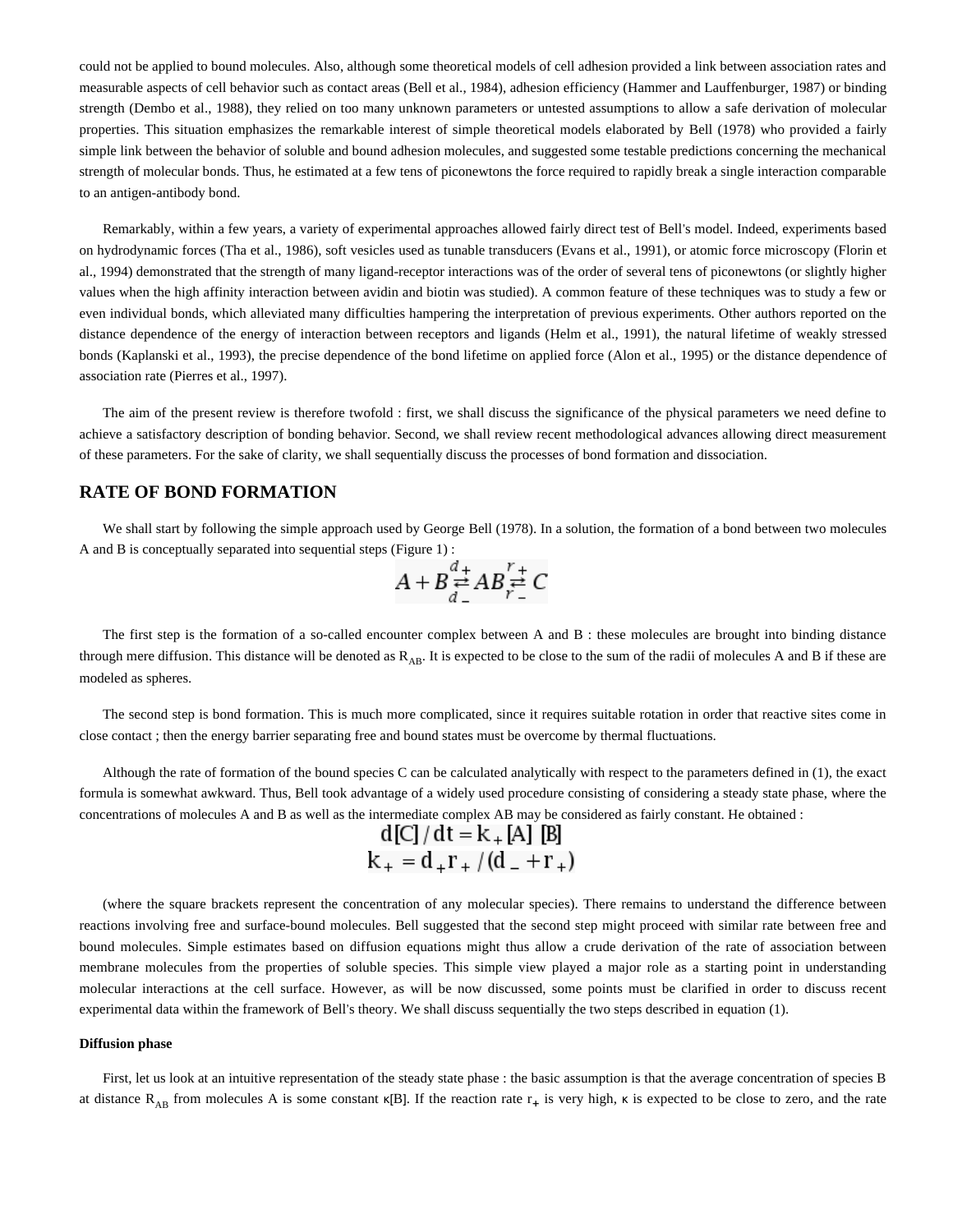could not be applied to bound molecules. Also, although some theoretical models of cell adhesion provided a link between association rates and measurable aspects of cell behavior such as contact areas (Bell et al., 1984), adhesion efficiency (Hammer and Lauffenburger, 1987) or binding strength (Dembo et al., 1988), they relied on too many unknown parameters or untested assumptions to allow a safe derivation of molecular properties. This situation emphasizes the remarkable interest of simple theoretical models elaborated by Bell (1978) who provided a fairly simple link between the behavior of soluble and bound adhesion molecules, and suggested some testable predictions concerning the mechanical strength of molecular bonds. Thus, he estimated at a few tens of piconewtons the force required to rapidly break a single interaction comparable to an antigen-antibody bond.

Remarkably, within a few years, a variety of experimental approaches allowed fairly direct test of Bell's model. Indeed, experiments based on hydrodynamic forces (Tha et al., 1986), soft vesicles used as tunable transducers (Evans et al., 1991), or atomic force microscopy (Florin et al., 1994) demonstrated that the strength of many ligand-receptor interactions was of the order of several tens of piconewtons (or slightly higher values when the high affinity interaction between avidin and biotin was studied). A common feature of these techniques was to study a few or even individual bonds, which alleviated many difficulties hampering the interpretation of previous experiments. Other authors reported on the distance dependence of the energy of interaction between receptors and ligands (Helm et al., 1991), the natural lifetime of weakly stressed bonds (Kaplanski et al., 1993), the precise dependence of the bond lifetime on applied force (Alon et al., 1995) or the distance dependence of association rate (Pierres et al., 1997).

The aim of the present review is therefore twofold : first, we shall discuss the significance of the physical parameters we need define to achieve a satisfactory description of bonding behavior. Second, we shall review recent methodological advances allowing direct measurement of these parameters. For the sake of clarity, we shall sequentially discuss the processes of bond formation and dissociation.

## RATE OF BOND FORMATION

We shall start by following the simple approach used by George Bell (1978). In a solution, the formation of a bond between two molecules A and B is conceptually separated into sequential steps (Figure 1) :

$$A + B \underset{d_-}{\overset{d_+}{\rightleftarrows}} AB \underset{r_-}{\overset{r_+}{\rightleftarrows}} C$$

The first step is the formation of a so-called encounter complex between A and B : these molecules are brought into binding distance through mere diffusion. This distance will be denoted as $R_{AB}$. It is expected to be close to the sum of the radii of molecules A and B if these are modeled as spheres.

The second step is bond formation. This is much more complicated, since it requires suitable rotation in order that reactive sites come in close contact ; then the energy barrier separating free and bound states must be overcome by thermal fluctuations.

Although the rate of formation of the bound species C can be calculated analytically with respect to the parameters defined in (1), the exact formula is somewhat awkward. Thus, Bell took advantage of a widely used procedure consisting of considering a steady state phase, where the concentrations of molecules A and B as well as the intermediate complex AB may be considered as fairly constant. He obtained :

$$d[C]/dt = k_+ [A] \ [B]$$
$$k_+ = d_+ r_+ / (d_- + r_+)$$

(where the square brackets represent the concentration of any molecular species). There remains to understand the difference between reactions involving free and surface-bound molecules. Bell suggested that the second step might proceed with similar rate between free and bound molecules. Simple estimates based on diffusion equations might thus allow a crude derivation of the rate of association between membrane molecules from the properties of soluble species. This simple view played a major role as a starting point in understanding molecular interactions at the cell surface. However, as will be now discussed, some points must be clarified in order to discuss recent experimental data within the framework of Bell's theory. We shall discuss sequentially the two steps described in equation (1).

**Diffusion phase**

First, let us look at an intuitive representation of the steady state phase : the basic assumption is that the average concentration of species B at distance $R_{AB}$ from molecules A is some constant $\kappa$[B]. If the reaction rate $r_+$ is very high, $\kappa$ is expected to be close to zero, and the rate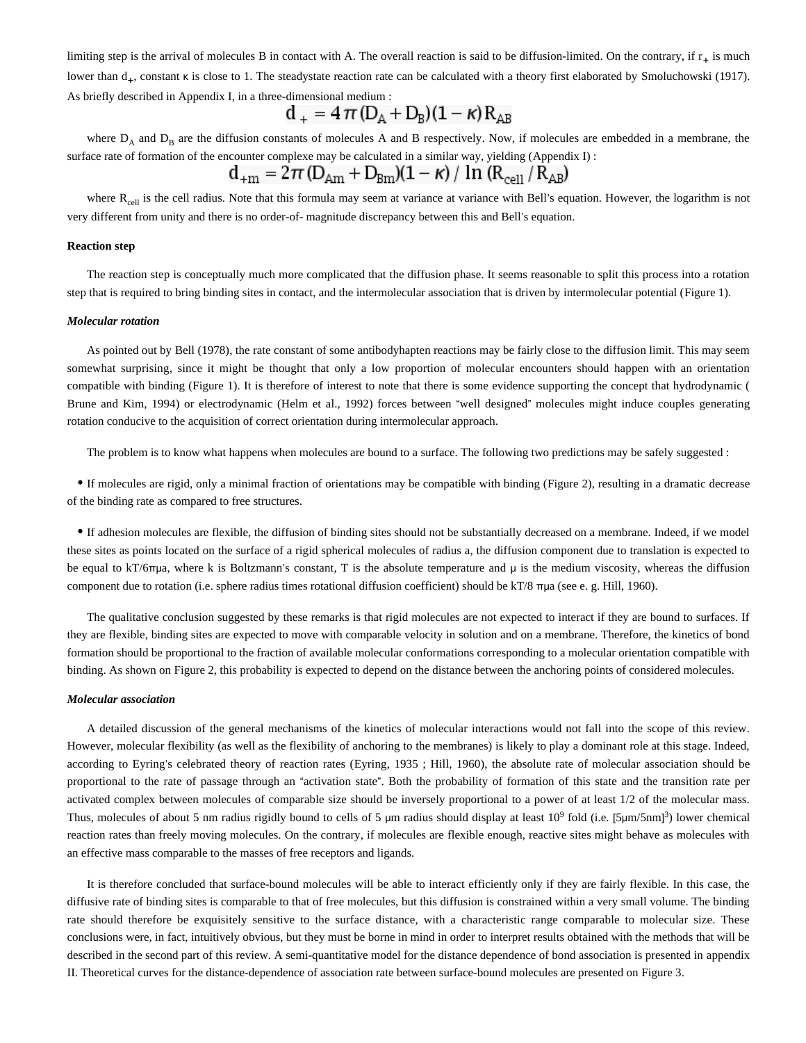limiting step is the arrival of molecules B in contact with A. The overall reaction is said to be diffusion-limited. On the contrary, if $r_+$ is much lower than $d_+$, constant κ is close to 1. The steadystate reaction rate can be calculated with a theory first elaborated by Smoluchowski (1917). As briefly described in Appendix I, in a three-dimensional medium :

$$d_+ = 4\pi(D_A + D_B)(1-\kappa)R_{AB}$$

where $D_A$ and $D_B$ are the diffusion constants of molecules A and B respectively. Now, if molecules are embedded in a membrane, the surface rate of formation of the encounter complexe may be calculated in a similar way, yielding (Appendix I) :

$$d_{+m} = 2\pi(D_{Am} + D_{Bm})(1-\kappa) / \ln(R_{cell}/R_{AB})$$

where $R_{cell}$ is the cell radius. Note that this formula may seem at variance at variance with Bell's equation. However, the logarithm is not very different from unity and there is no order-of- magnitude discrepancy between this and Bell's equation.

**Reaction step**

The reaction step is conceptually much more complicated that the diffusion phase. It seems reasonable to split this process into a rotation step that is required to bring binding sites in contact, and the intermolecular association that is driven by intermolecular potential (Figure 1).

***Molecular rotation***

As pointed out by Bell (1978), the rate constant of some antibodyhapten reactions may be fairly close to the diffusion limit. This may seem somewhat surprising, since it might be thought that only a low proportion of molecular encounters should happen with an orientation compatible with binding (Figure 1). It is therefore of interest to note that there is some evidence supporting the concept that hydrodynamic ( Brune and Kim, 1994) or electrodynamic (Helm et al., 1992) forces between "well designed" molecules might induce couples generating rotation conducive to the acquisition of correct orientation during intermolecular approach.

The problem is to know what happens when molecules are bound to a surface. The following two predictions may be safely suggested :

- If molecules are rigid, only a minimal fraction of orientations may be compatible with binding (Figure 2), resulting in a dramatic decrease of the binding rate as compared to free structures.
- If adhesion molecules are flexible, the diffusion of binding sites should not be substantially decreased on a membrane. Indeed, if we model these sites as points located on the surface of a rigid spherical molecules of radius a, the diffusion component due to translation is expected to be equal to $kT/6\pi\mu a$, where k is Boltzmann's constant, T is the absolute temperature and μ is the medium viscosity, whereas the diffusion component due to rotation (i.e. sphere radius times rotational diffusion coefficient) should be $kT/8\pi\mu a$ (see e. g. Hill, 1960).

The qualitative conclusion suggested by these remarks is that rigid molecules are not expected to interact if they are bound to surfaces. If they are flexible, binding sites are expected to move with comparable velocity in solution and on a membrane. Therefore, the kinetics of bond formation should be proportional to the fraction of available molecular conformations corresponding to a molecular orientation compatible with binding. As shown on Figure 2, this probability is expected to depend on the distance between the anchoring points of considered molecules.

***Molecular association***

A detailed discussion of the general mechanisms of the kinetics of molecular interactions would not fall into the scope of this review. However, molecular flexibility (as well as the flexibility of anchoring to the membranes) is likely to play a dominant role at this stage. Indeed, according to Eyring's celebrated theory of reaction rates (Eyring, 1935 ; Hill, 1960), the absolute rate of molecular association should be proportional to the rate of passage through an "activation state". Both the probability of formation of this state and the transition rate per activated complex between molecules of comparable size should be inversely proportional to a power of at least 1/2 of the molecular mass. Thus, molecules of about 5 nm radius rigidly bound to cells of 5 µm radius should display at least $10^9$ fold (i.e. $[5\mu m/5nm]^3$) lower chemical reaction rates than freely moving molecules. On the contrary, if molecules are flexible enough, reactive sites might behave as molecules with an effective mass comparable to the masses of free receptors and ligands.

It is therefore concluded that surface-bound molecules will be able to interact efficiently only if they are fairly flexible. In this case, the diffusive rate of binding sites is comparable to that of free molecules, but this diffusion is constrained within a very small volume. The binding rate should therefore be exquisitely sensitive to the surface distance, with a characteristic range comparable to molecular size. These conclusions were, in fact, intuitively obvious, but they must be borne in mind in order to interpret results obtained with the methods that will be described in the second part of this review. A semi-quantitative model for the distance dependence of bond association is presented in appendix II. Theoretical curves for the distance-dependence of association rate between surface-bound molecules are presented on Figure 3.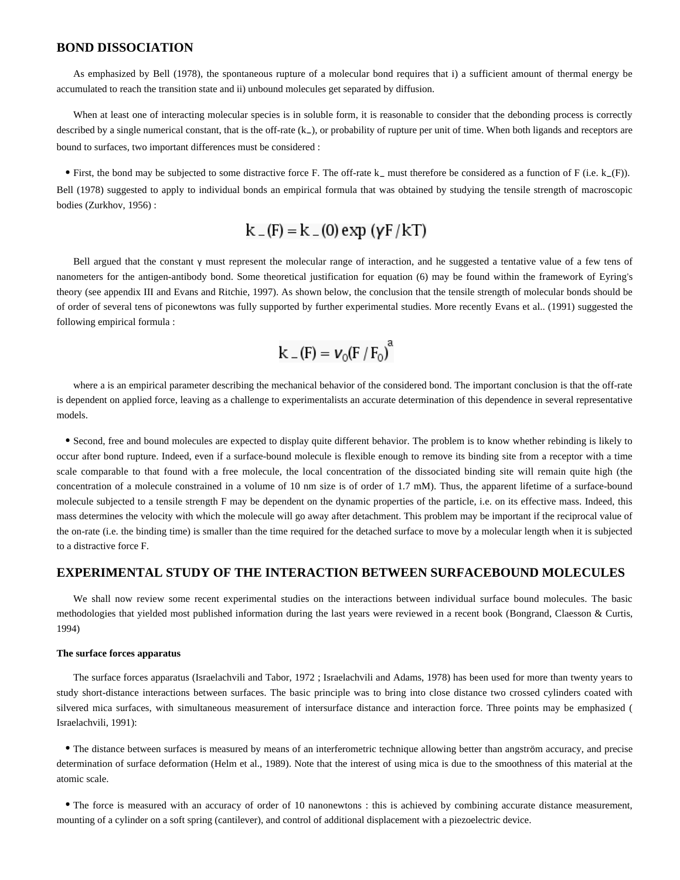## BOND DISSOCIATION

As emphasized by Bell (1978), the spontaneous rupture of a molecular bond requires that i) a sufficient amount of thermal energy be accumulated to reach the transition state and ii) unbound molecules get separated by diffusion.

When at least one of interacting molecular species is in soluble form, it is reasonable to consider that the debonding process is correctly described by a single numerical constant, that is the off-rate ($k_-$), or probability of rupture per unit of time. When both ligands and receptors are bound to surfaces, two important differences must be considered :

- First, the bond may be subjected to some distractive force F. The off-rate $k_-$ must therefore be considered as a function of F (i.e. $k_-(F)$). Bell (1978) suggested to apply to individual bonds an empirical formula that was obtained by studying the tensile strength of macroscopic bodies (Zurkhov, 1956) :

$$k_-(F) = k_-(0) \exp(\gamma F / kT)$$

Bell argued that the constant γ must represent the molecular range of interaction, and he suggested a tentative value of a few tens of nanometers for the antigen-antibody bond. Some theoretical justification for equation (6) may be found within the framework of Eyring's theory (see appendix III and Evans and Ritchie, 1997). As shown below, the conclusion that the tensile strength of molecular bonds should be of order of several tens of piconewtons was fully supported by further experimental studies. More recently Evans et al.. (1991) suggested the following empirical formula :

$$k_-(F) = \nu_0 (F / F_0)^a$$

where a is an empirical parameter describing the mechanical behavior of the considered bond. The important conclusion is that the off-rate is dependent on applied force, leaving as a challenge to experimentalists an accurate determination of this dependence in several representative models.

- Second, free and bound molecules are expected to display quite different behavior. The problem is to know whether rebinding is likely to occur after bond rupture. Indeed, even if a surface-bound molecule is flexible enough to remove its binding site from a receptor with a time scale comparable to that found with a free molecule, the local concentration of the dissociated binding site will remain quite high (the concentration of a molecule constrained in a volume of 10 nm size is of order of 1.7 mM). Thus, the apparent lifetime of a surface-bound molecule subjected to a tensile strength F may be dependent on the dynamic properties of the particle, i.e. on its effective mass. Indeed, this mass determines the velocity with which the molecule will go away after detachment. This problem may be important if the reciprocal value of the on-rate (i.e. the binding time) is smaller than the time required for the detached surface to move by a molecular length when it is subjected to a distractive force F.

## EXPERIMENTAL STUDY OF THE INTERACTION BETWEEN SURFACEBOUND MOLECULES

We shall now review some recent experimental studies on the interactions between individual surface bound molecules. The basic methodologies that yielded most published information during the last years were reviewed in a recent book (Bongrand, Claesson & Curtis, 1994)

#### The surface forces apparatus

The surface forces apparatus (Israelachvili and Tabor, 1972 ; Israelachvili and Adams, 1978) has been used for more than twenty years to study short-distance interactions between surfaces. The basic principle was to bring into close distance two crossed cylinders coated with silvered mica surfaces, with simultaneous measurement of intersurface distance and interaction force. Three points may be emphasized ( Israelachvili, 1991):

- The distance between surfaces is measured by means of an interferometric technique allowing better than angström accuracy, and precise determination of surface deformation (Helm et al., 1989). Note that the interest of using mica is due to the smoothness of this material at the atomic scale.

- The force is measured with an accuracy of order of 10 nanonewtons : this is achieved by combining accurate distance measurement, mounting of a cylinder on a soft spring (cantilever), and control of additional displacement with a piezoelectric device.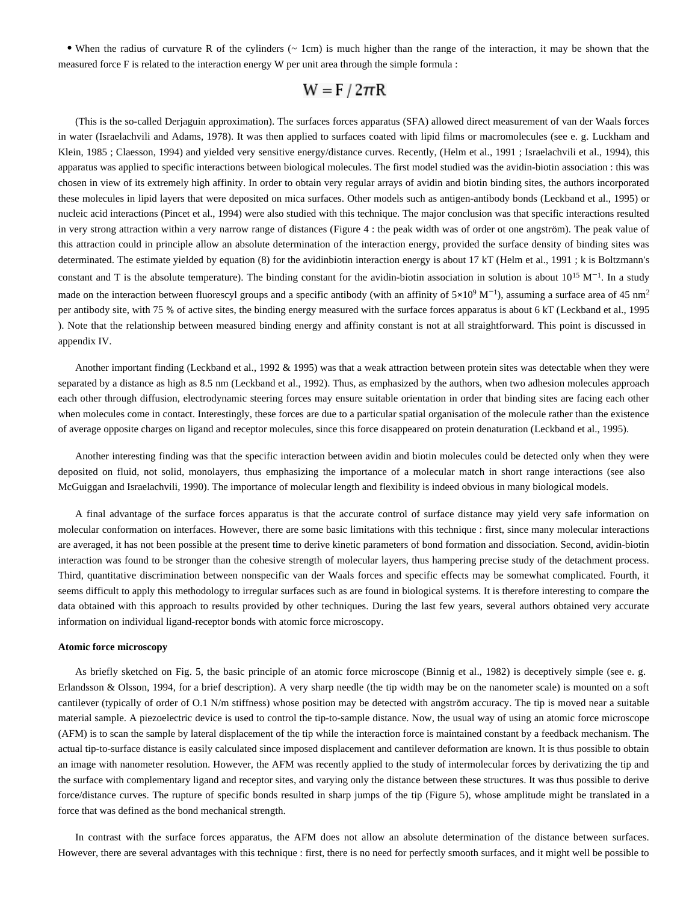- When the radius of curvature R of the cylinders (~ 1cm) is much higher than the range of the interaction, it may be shown that the measured force F is related to the interaction energy W per unit area through the simple formula :

$$W = F / 2\pi R$$

(This is the so-called Derjaguin approximation). The surfaces forces apparatus (SFA) allowed direct measurement of van der Waals forces in water (Israelachvili and Adams, 1978). It was then applied to surfaces coated with lipid films or macromolecules (see e. g. Luckham and Klein, 1985 ; Claesson, 1994) and yielded very sensitive energy/distance curves. Recently, (Helm et al., 1991 ; Israelachvili et al., 1994), this apparatus was applied to specific interactions between biological molecules. The first model studied was the avidin-biotin association : this was chosen in view of its extremely high affinity. In order to obtain very regular arrays of avidin and biotin binding sites, the authors incorporated these molecules in lipid layers that were deposited on mica surfaces. Other models such as antigen-antibody bonds (Leckband et al., 1995) or nucleic acid interactions (Pincet et al., 1994) were also studied with this technique. The major conclusion was that specific interactions resulted in very strong attraction within a very narrow range of distances (Figure 4 : the peak width was of order ot one angström). The peak value of this attraction could in principle allow an absolute determination of the interaction energy, provided the surface density of binding sites was determinated. The estimate yielded by equation (8) for the avidinbiotin interaction energy is about 17 kT (Helm et al., 1991 ; k is Boltzmann's constant and T is the absolute temperature). The binding constant for the avidin-biotin association in solution is about $10^{15}$ $M^{-1}$. In a study made on the interaction between fluorescyl groups and a specific antibody (with an affinity of $5{\times}10^{9}$ $M^{-1}$), assuming a surface area of 45 $nm^2$ per antibody site, with 75 % of active sites, the binding energy measured with the surface forces apparatus is about 6 kT (Leckband et al., 1995 ). Note that the relationship between measured binding energy and affinity constant is not at all straightforward. This point is discussed in appendix IV.

Another important finding (Leckband et al., 1992 & 1995) was that a weak attraction between protein sites was detectable when they were separated by a distance as high as 8.5 nm (Leckband et al., 1992). Thus, as emphasized by the authors, when two adhesion molecules approach each other through diffusion, electrodynamic steering forces may ensure suitable orientation in order that binding sites are facing each other when molecules come in contact. Interestingly, these forces are due to a particular spatial organisation of the molecule rather than the existence of average opposite charges on ligand and receptor molecules, since this force disappeared on protein denaturation (Leckband et al., 1995).

Another interesting finding was that the specific interaction between avidin and biotin molecules could be detected only when they were deposited on fluid, not solid, monolayers, thus emphasizing the importance of a molecular match in short range interactions (see also McGuiggan and Israelachvili, 1990). The importance of molecular length and flexibility is indeed obvious in many biological models.

A final advantage of the surface forces apparatus is that the accurate control of surface distance may yield very safe information on molecular conformation on interfaces. However, there are some basic limitations with this technique : first, since many molecular interactions are averaged, it has not been possible at the present time to derive kinetic parameters of bond formation and dissociation. Second, avidin-biotin interaction was found to be stronger than the cohesive strength of molecular layers, thus hampering precise study of the detachment process. Third, quantitative discrimination between nonspecific van der Waals forces and specific effects may be somewhat complicated. Fourth, it seems difficult to apply this methodology to irregular surfaces such as are found in biological systems. It is therefore interesting to compare the data obtained with this approach to results provided by other techniques. During the last few years, several authors obtained very accurate information on individual ligand-receptor bonds with atomic force microscopy.

**Atomic force microscopy**

As briefly sketched on Fig. 5, the basic principle of an atomic force microscope (Binnig et al., 1982) is deceptively simple (see e. g. Erlandsson & Olsson, 1994, for a brief description). A very sharp needle (the tip width may be on the nanometer scale) is mounted on a soft cantilever (typically of order of O.1 N/m stiffness) whose position may be detected with angström accuracy. The tip is moved near a suitable material sample. A piezoelectric device is used to control the tip-to-sample distance. Now, the usual way of using an atomic force microscope (AFM) is to scan the sample by lateral displacement of the tip while the interaction force is maintained constant by a feedback mechanism. The actual tip-to-surface distance is easily calculated since imposed displacement and cantilever deformation are known. It is thus possible to obtain an image with nanometer resolution. However, the AFM was recently applied to the study of intermolecular forces by derivatizing the tip and the surface with complementary ligand and receptor sites, and varying only the distance between these structures. It was thus possible to derive force/distance curves. The rupture of specific bonds resulted in sharp jumps of the tip (Figure 5), whose amplitude might be translated in a force that was defined as the bond mechanical strength.

In contrast with the surface forces apparatus, the AFM does not allow an absolute determination of the distance between surfaces. However, there are several advantages with this technique : first, there is no need for perfectly smooth surfaces, and it might well be possible to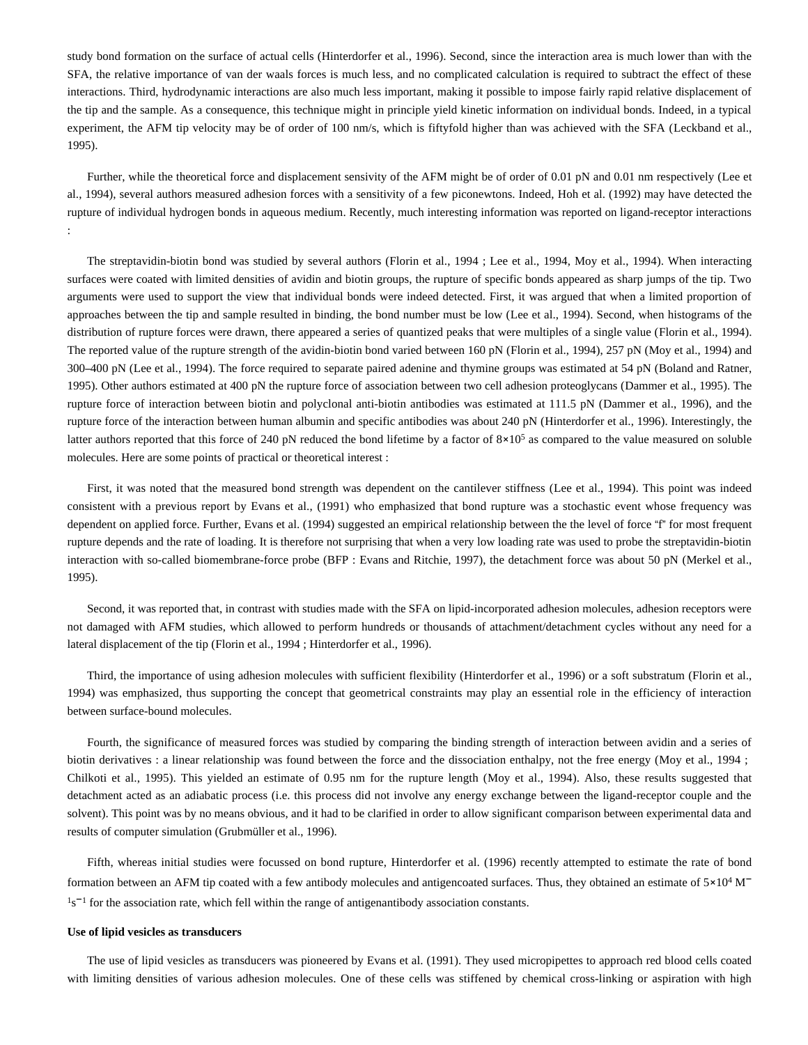study bond formation on the surface of actual cells (Hinterdorfer et al., 1996). Second, since the interaction area is much lower than with the SFA, the relative importance of van der waals forces is much less, and no complicated calculation is required to subtract the effect of these interactions. Third, hydrodynamic interactions are also much less important, making it possible to impose fairly rapid relative displacement of the tip and the sample. As a consequence, this technique might in principle yield kinetic information on individual bonds. Indeed, in a typical experiment, the AFM tip velocity may be of order of 100 nm/s, which is fiftyfold higher than was achieved with the SFA (Leckband et al., 1995).

Further, while the theoretical force and displacement sensivity of the AFM might be of order of 0.01 pN and 0.01 nm respectively (Lee et al., 1994), several authors measured adhesion forces with a sensitivity of a few piconewtons. Indeed, Hoh et al. (1992) may have detected the rupture of individual hydrogen bonds in aqueous medium. Recently, much interesting information was reported on ligand-receptor interactions :

The streptavidin-biotin bond was studied by several authors (Florin et al., 1994 ; Lee et al., 1994, Moy et al., 1994). When interacting surfaces were coated with limited densities of avidin and biotin groups, the rupture of specific bonds appeared as sharp jumps of the tip. Two arguments were used to support the view that individual bonds were indeed detected. First, it was argued that when a limited proportion of approaches between the tip and sample resulted in binding, the bond number must be low (Lee et al., 1994). Second, when histograms of the distribution of rupture forces were drawn, there appeared a series of quantized peaks that were multiples of a single value (Florin et al., 1994). The reported value of the rupture strength of the avidin-biotin bond varied between 160 pN (Florin et al., 1994), 257 pN (Moy et al., 1994) and 300–400 pN (Lee et al., 1994). The force required to separate paired adenine and thymine groups was estimated at 54 pN (Boland and Ratner, 1995). Other authors estimated at 400 pN the rupture force of association between two cell adhesion proteoglycans (Dammer et al., 1995). The rupture force of interaction between biotin and polyclonal anti-biotin antibodies was estimated at 111.5 pN (Dammer et al., 1996), and the rupture force of the interaction between human albumin and specific antibodies was about 240 pN (Hinterdorfer et al., 1996). Interestingly, the latter authors reported that this force of 240 pN reduced the bond lifetime by a factor of $8\times10^5$ as compared to the value measured on soluble molecules. Here are some points of practical or theoretical interest :

First, it was noted that the measured bond strength was dependent on the cantilever stiffness (Lee et al., 1994). This point was indeed consistent with a previous report by Evans et al., (1991) who emphasized that bond rupture was a stochastic event whose frequency was dependent on applied force. Further, Evans et al. (1994) suggested an empirical relationship between the the level of force "f" for most frequent rupture depends and the rate of loading. It is therefore not surprising that when a very low loading rate was used to probe the streptavidin-biotin interaction with so-called biomembrane-force probe (BFP : Evans and Ritchie, 1997), the detachment force was about 50 pN (Merkel et al., 1995).

Second, it was reported that, in contrast with studies made with the SFA on lipid-incorporated adhesion molecules, adhesion receptors were not damaged with AFM studies, which allowed to perform hundreds or thousands of attachment/detachment cycles without any need for a lateral displacement of the tip (Florin et al., 1994 ; Hinterdorfer et al., 1996).

Third, the importance of using adhesion molecules with sufficient flexibility (Hinterdorfer et al., 1996) or a soft substratum (Florin et al., 1994) was emphasized, thus supporting the concept that geometrical constraints may play an essential role in the efficiency of interaction between surface-bound molecules.

Fourth, the significance of measured forces was studied by comparing the binding strength of interaction between avidin and a series of biotin derivatives : a linear relationship was found between the force and the dissociation enthalpy, not the free energy (Moy et al., 1994 ; Chilkoti et al., 1995). This yielded an estimate of 0.95 nm for the rupture length (Moy et al., 1994). Also, these results suggested that detachment acted as an adiabatic process (i.e. this process did not involve any energy exchange between the ligand-receptor couple and the solvent). This point was by no means obvious, and it had to be clarified in order to allow significant comparison between experimental data and results of computer simulation (Grubmüller et al., 1996).

Fifth, whereas initial studies were focussed on bond rupture, Hinterdorfer et al. (1996) recently attempted to estimate the rate of bond formation between an AFM tip coated with a few antibody molecules and antigencoated surfaces. Thus, they obtained an estimate of $5\times10^4\ M^{-1}s^{-1}$ for the association rate, which fell within the range of antigenantibody association constants.

**Use of lipid vesicles as transducers**

The use of lipid vesicles as transducers was pioneered by Evans et al. (1991). They used micropipettes to approach red blood cells coated with limiting densities of various adhesion molecules. One of these cells was stiffened by chemical cross-linking or aspiration with high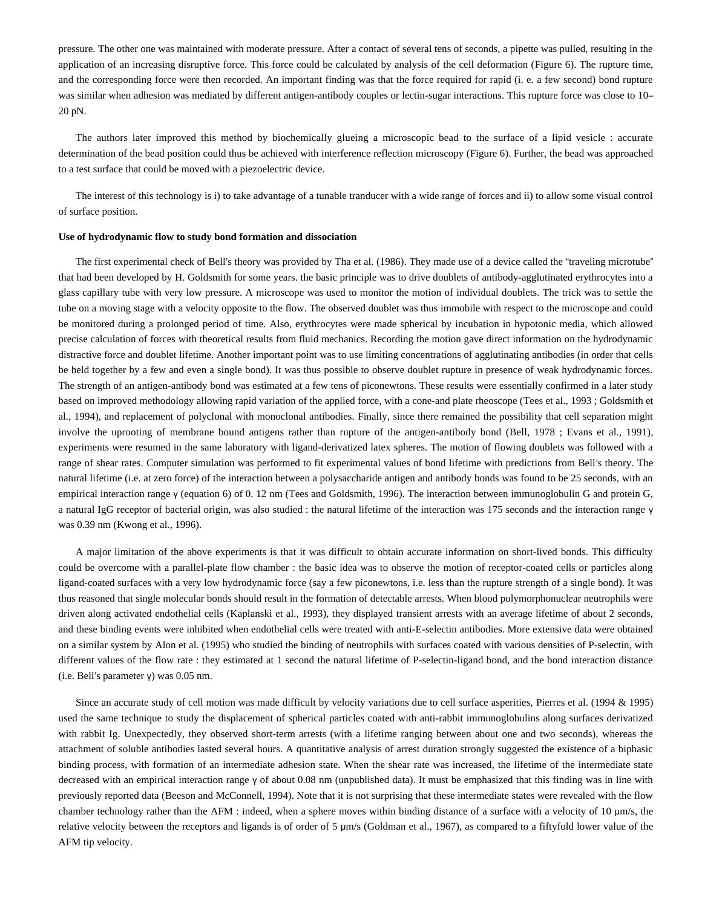pressure. The other one was maintained with moderate pressure. After a contact of several tens of seconds, a pipette was pulled, resulting in the application of an increasing disruptive force. This force could be calculated by analysis of the cell deformation (Figure 6). The rupture time, and the corresponding force were then recorded. An important finding was that the force required for rapid (i. e. a few second) bond rupture was similar when adhesion was mediated by different antigen-antibody couples or lectin-sugar interactions. This rupture force was close to 10–20 pN.

The authors later improved this method by biochemically glueing a microscopic bead to the surface of a lipid vesicle : accurate determination of the bead position could thus be achieved with interference reflection microscopy (Figure 6). Further, the bead was approached to a test surface that could be moved with a piezoelectric device.

The interest of this technology is i) to take advantage of a tunable tranducer with a wide range of forces and ii) to allow some visual control of surface position.

**Use of hydrodynamic flow to study bond formation and dissociation**

The first experimental check of Bell's theory was provided by Tha et al. (1986). They made use of a device called the "traveling microtube" that had been developed by H. Goldsmith for some years. the basic principle was to drive doublets of antibody-agglutinated erythrocytes into a glass capillary tube with very low pressure. A microscope was used to monitor the motion of individual doublets. The trick was to settle the tube on a moving stage with a velocity opposite to the flow. The observed doublet was thus immobile with respect to the microscope and could be monitored during a prolonged period of time. Also, erythrocytes were made spherical by incubation in hypotonic media, which allowed precise calculation of forces with theoretical results from fluid mechanics. Recording the motion gave direct information on the hydrodynamic distractive force and doublet lifetime. Another important point was to use limiting concentrations of agglutinating antibodies (in order that cells be held together by a few and even a single bond). It was thus possible to observe doublet rupture in presence of weak hydrodynamic forces. The strength of an antigen-antibody bond was estimated at a few tens of piconewtons. These results were essentially confirmed in a later study based on improved methodology allowing rapid variation of the applied force, with a cone-and plate rheoscope (Tees et al., 1993 ; Goldsmith et al., 1994), and replacement of polyclonal with monoclonal antibodies. Finally, since there remained the possibility that cell separation might involve the uprooting of membrane bound antigens rather than rupture of the antigen-antibody bond (Bell, 1978 ; Evans et al., 1991), experiments were resumed in the same laboratory with ligand-derivatized latex spheres. The motion of flowing doublets was followed with a range of shear rates. Computer simulation was performed to fit experimental values of bond lifetime with predictions from Bell's theory. The natural lifetime (i.e. at zero force) of the interaction between a polysaccharide antigen and antibody bonds was found to be 25 seconds, with an empirical interaction range γ (equation 6) of 0. 12 nm (Tees and Goldsmith, 1996). The interaction between immunoglobulin G and protein G, a natural IgG receptor of bacterial origin, was also studied : the natural lifetime of the interaction was 175 seconds and the interaction range γ was 0.39 nm (Kwong et al., 1996).

A major limitation of the above experiments is that it was difficult to obtain accurate information on short-lived bonds. This difficulty could be overcome with a parallel-plate flow chamber : the basic idea was to observe the motion of receptor-coated cells or particles along ligand-coated surfaces with a very low hydrodynamic force (say a few piconewtons, i.e. less than the rupture strength of a single bond). It was thus reasoned that single molecular bonds should result in the formation of detectable arrests. When blood polymorphonuclear neutrophils were driven along activated endothelial cells (Kaplanski et al., 1993), they displayed transient arrests with an average lifetime of about 2 seconds, and these binding events were inhibited when endothelial cells were treated with anti-E-selectin antibodies. More extensive data were obtained on a similar system by Alon et al. (1995) who studied the binding of neutrophils with surfaces coated with various densities of P-selectin, with different values of the flow rate : they estimated at 1 second the natural lifetime of P-selectin-ligand bond, and the bond interaction distance (i.e. Bell's parameter γ) was 0.05 nm.

Since an accurate study of cell motion was made difficult by velocity variations due to cell surface asperities, Pierres et al. (1994 & 1995) used the same technique to study the displacement of spherical particles coated with anti-rabbit immunoglobulins along surfaces derivatized with rabbit Ig. Unexpectedly, they observed short-term arrests (with a lifetime ranging between about one and two seconds), whereas the attachment of soluble antibodies lasted several hours. A quantitative analysis of arrest duration strongly suggested the existence of a biphasic binding process, with formation of an intermediate adhesion state. When the shear rate was increased, the lifetime of the intermediate state decreased with an empirical interaction range γ of about 0.08 nm (unpublished data). It must be emphasized that this finding was in line with previously reported data (Beeson and McConnell, 1994). Note that it is not surprising that these intermediate states were revealed with the flow chamber technology rather than the AFM : indeed, when a sphere moves within binding distance of a surface with a velocity of 10 µm/s, the relative velocity between the receptors and ligands is of order of 5 µm/s (Goldman et al., 1967), as compared to a fiftyfold lower value of the AFM tip velocity.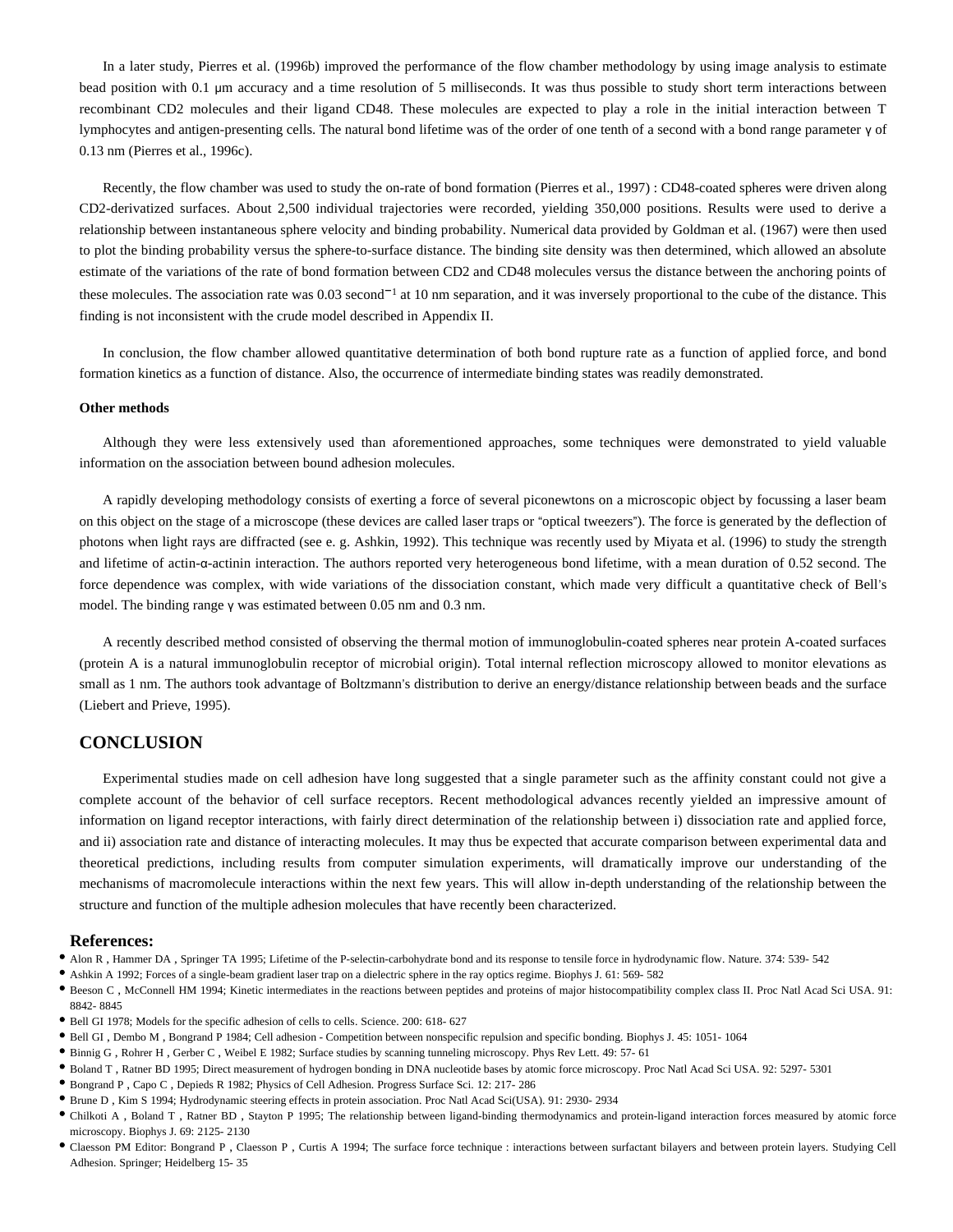In a later study, Pierres et al. (1996b) improved the performance of the flow chamber methodology by using image analysis to estimate bead position with 0.1 µm accuracy and a time resolution of 5 milliseconds. It was thus possible to study short term interactions between recombinant CD2 molecules and their ligand CD48. These molecules are expected to play a role in the initial interaction between T lymphocytes and antigen-presenting cells. The natural bond lifetime was of the order of one tenth of a second with a bond range parameter γ of 0.13 nm (Pierres et al., 1996c).

Recently, the flow chamber was used to study the on-rate of bond formation (Pierres et al., 1997) : CD48-coated spheres were driven along CD2-derivatized surfaces. About 2,500 individual trajectories were recorded, yielding 350,000 positions. Results were used to derive a relationship between instantaneous sphere velocity and binding probability. Numerical data provided by Goldman et al. (1967) were then used to plot the binding probability versus the sphere-to-surface distance. The binding site density was then determined, which allowed an absolute estimate of the variations of the rate of bond formation between CD2 and CD48 molecules versus the distance between the anchoring points of these molecules. The association rate was 0.03 second$^{-1}$ at 10 nm separation, and it was inversely proportional to the cube of the distance. This finding is not inconsistent with the crude model described in Appendix II.

In conclusion, the flow chamber allowed quantitative determination of both bond rupture rate as a function of applied force, and bond formation kinetics as a function of distance. Also, the occurrence of intermediate binding states was readily demonstrated.

**Other methods**

Although they were less extensively used than aforementioned approaches, some techniques were demonstrated to yield valuable information on the association between bound adhesion molecules.

A rapidly developing methodology consists of exerting a force of several piconewtons on a microscopic object by focussing a laser beam on this object on the stage of a microscope (these devices are called laser traps or "optical tweezers"). The force is generated by the deflection of photons when light rays are diffracted (see e. g. Ashkin, 1992). This technique was recently used by Miyata et al. (1996) to study the strength and lifetime of actin-α-actinin interaction. The authors reported very heterogeneous bond lifetime, with a mean duration of 0.52 second. The force dependence was complex, with wide variations of the dissociation constant, which made very difficult a quantitative check of Bell's model. The binding range γ was estimated between 0.05 nm and 0.3 nm.

A recently described method consisted of observing the thermal motion of immunoglobulin-coated spheres near protein A-coated surfaces (protein A is a natural immunoglobulin receptor of microbial origin). Total internal reflection microscopy allowed to monitor elevations as small as 1 nm. The authors took advantage of Boltzmann's distribution to derive an energy/distance relationship between beads and the surface (Liebert and Prieve, 1995).

## CONCLUSION

Experimental studies made on cell adhesion have long suggested that a single parameter such as the affinity constant could not give a complete account of the behavior of cell surface receptors. Recent methodological advances recently yielded an impressive amount of information on ligand receptor interactions, with fairly direct determination of the relationship between i) dissociation rate and applied force, and ii) association rate and distance of interacting molecules. It may thus be expected that accurate comparison between experimental data and theoretical predictions, including results from computer simulation experiments, will dramatically improve our understanding of the mechanisms of macromolecule interactions within the next few years. This will allow in-depth understanding of the relationship between the structure and function of the multiple adhesion molecules that have recently been characterized.

### References:

- Alon R , Hammer DA , Springer TA 1995; Lifetime of the P-selectin-carbohydrate bond and its response to tensile force in hydrodynamic flow. Nature. 374: 539- 542
- Ashkin A 1992; Forces of a single-beam gradient laser trap on a dielectric sphere in the ray optics regime. Biophys J. 61: 569- 582
- Beeson C , McConnell HM 1994; Kinetic intermediates in the reactions between peptides and proteins of major histocompatibility complex class II. Proc Natl Acad Sci USA. 91: 8842- 8845
- Bell GI 1978; Models for the specific adhesion of cells to cells. Science. 200: 618- 627
- Bell GI , Dembo M , Bongrand P 1984; Cell adhesion - Competition between nonspecific repulsion and specific bonding. Biophys J. 45: 1051- 1064
- Binnig G , Rohrer H , Gerber C , Weibel E 1982; Surface studies by scanning tunneling microscopy. Phys Rev Lett. 49: 57- 61
- Boland T , Ratner BD 1995; Direct measurement of hydrogen bonding in DNA nucleotide bases by atomic force microscopy. Proc Natl Acad Sci USA. 92: 5297- 5301
- Bongrand P , Capo C , Depieds R 1982; Physics of Cell Adhesion. Progress Surface Sci. 12: 217- 286
- Brune D , Kim S 1994; Hydrodynamic steering effects in protein association. Proc Natl Acad Sci(USA). 91: 2930- 2934
- Chilkoti A , Boland T , Ratner BD , Stayton P 1995; The relationship between ligand-binding thermodynamics and protein-ligand interaction forces measured by atomic force microscopy. Biophys J. 69: 2125- 2130
- Claesson PM Editor: Bongrand P , Claesson P , Curtis A 1994; The surface force technique : interactions between surfactant bilayers and between protein layers. Studying Cell Adhesion. Springer; Heidelberg 15- 35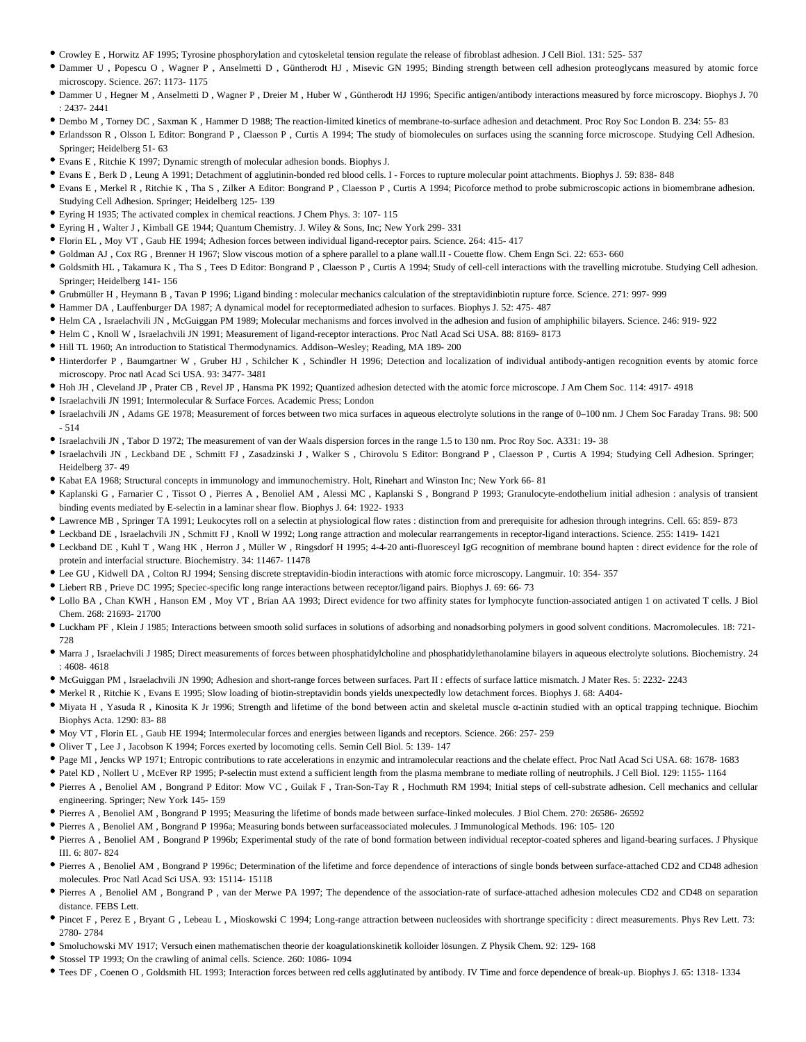- Crowley E , Horwitz AF 1995; Tyrosine phosphorylation and cytoskeletal tension regulate the release of fibroblast adhesion. J Cell Biol. 131: 525- 537
- Dammer U , Popescu O , Wagner P , Anselmetti D , Güntherodt HJ , Misevic GN 1995; Binding strength between cell adhesion proteoglycans measured by atomic force microscopy. Science. 267: 1173- 1175
- Dammer U , Hegner M , Anselmetti D , Wagner P , Dreier M , Huber W , Güntherodt HJ 1996; Specific antigen/antibody interactions measured by force microscopy. Biophys J. 70 : 2437- 2441
- Dembo M , Torney DC , Saxman K , Hammer D 1988; The reaction-limited kinetics of membrane-to-surface adhesion and detachment. Proc Roy Soc London B. 234: 55- 83
- Erlandsson R , Olsson L Editor: Bongrand P , Claesson P , Curtis A 1994; The study of biomolecules on surfaces using the scanning force microscope. Studying Cell Adhesion. Springer; Heidelberg 51- 63
- Evans E , Ritchie K 1997; Dynamic strength of molecular adhesion bonds. Biophys J.
- Evans E , Berk D , Leung A 1991; Detachment of agglutinin-bonded red blood cells. I - Forces to rupture molecular point attachments. Biophys J. 59: 838- 848
- Evans E , Merkel R , Ritchie K , Tha S , Zilker A Editor: Bongrand P , Claesson P , Curtis A 1994; Picoforce method to probe submicroscopic actions in biomembrane adhesion. Studying Cell Adhesion. Springer; Heidelberg 125- 139
- Eyring H 1935; The activated complex in chemical reactions. J Chem Phys. 3: 107- 115
- Eyring H , Walter J , Kimball GE 1944; Quantum Chemistry. J. Wiley & Sons, Inc; New York 299- 331
- Florin EL , Moy VT , Gaub HE 1994; Adhesion forces between individual ligand-receptor pairs. Science. 264: 415- 417
- Goldman AJ , Cox RG , Brenner H 1967; Slow viscous motion of a sphere parallel to a plane wall.II - Couette flow. Chem Engn Sci. 22: 653- 660
- Goldsmith HL , Takamura K , Tha S , Tees D Editor: Bongrand P , Claesson P , Curtis A 1994; Study of cell-cell interactions with the travelling microtube. Studying Cell adhesion. Springer; Heidelberg 141- 156
- Grubmüller H , Heymann B , Tavan P 1996; Ligand binding : molecular mechanics calculation of the streptavidinbiotin rupture force. Science. 271: 997- 999
- Hammer DA , Lauffenburger DA 1987; A dynamical model for receptormediated adhesion to surfaces. Biophys J. 52: 475- 487
- Helm CA , Israelachvili JN , McGuiggan PM 1989; Molecular mechanisms and forces involved in the adhesion and fusion of amphiphilic bilayers. Science. 246: 919- 922
- Helm C , Knoll W , Israelachvili JN 1991; Measurement of ligand-receptor interactions. Proc Natl Acad Sci USA. 88: 8169- 8173
- Hill TL 1960; An introduction to Statistical Thermodynamics. Addison–Wesley; Reading, MA 189- 200
- Hinterdorfer P , Baumgartner W , Gruber HJ , Schilcher K , Schindler H 1996; Detection and localization of individual antibody-antigen recognition events by atomic force microscopy. Proc natl Acad Sci USA. 93: 3477- 3481
- Hoh JH , Cleveland JP , Prater CB , Revel JP , Hansma PK 1992; Quantized adhesion detected with the atomic force microscope. J Am Chem Soc. 114: 4917- 4918
- Israelachvili JN 1991; Intermolecular & Surface Forces. Academic Press; London
- Israelachvili JN , Adams GE 1978; Measurement of forces between two mica surfaces in aqueous electrolyte solutions in the range of 0–100 nm. J Chem Soc Faraday Trans. 98: 500 - 514
- Israelachvili JN , Tabor D 1972; The measurement of van der Waals dispersion forces in the range 1.5 to 130 nm. Proc Roy Soc. A331: 19- 38
- Israelachvili JN , Leckband DE , Schmitt FJ , Zasadzinski J , Walker S , Chirovolu S Editor: Bongrand P , Claesson P , Curtis A 1994; Studying Cell Adhesion. Springer; Heidelberg 37- 49
- Kabat EA 1968; Structural concepts in immunology and immunochemistry. Holt, Rinehart and Winston Inc; New York 66- 81
- Kaplanski G , Farnarier C , Tissot O , Pierres A , Benoliel AM , Alessi MC , Kaplanski S , Bongrand P 1993; Granulocyte-endothelium initial adhesion : analysis of transient binding events mediated by E-selectin in a laminar shear flow. Biophys J. 64: 1922- 1933
- Lawrence MB , Springer TA 1991; Leukocytes roll on a selectin at physiological flow rates : distinction from and prerequisite for adhesion through integrins. Cell. 65: 859- 873
- Leckband DE , Israelachvili JN , Schmitt FJ , Knoll W 1992; Long range attraction and molecular rearrangements in receptor-ligand interactions. Science. 255: 1419- 1421
- Leckband DE , Kuhl T , Wang HK , Herron J , Müller W , Ringsdorf H 1995; 4-4-20 anti-fluoresceyl IgG recognition of membrane bound hapten : direct evidence for the role of protein and interfacial structure. Biochemistry. 34: 11467- 11478
- Lee GU , Kidwell DA , Colton RJ 1994; Sensing discrete streptavidin-biodin interactions with atomic force microscopy. Langmuir. 10: 354- 357
- Liebert RB , Prieve DC 1995; Speciec-specific long range interactions between receptor/ligand pairs. Biophys J. 69: 66- 73
- Lollo BA , Chan KWH , Hanson EM , Moy VT , Brian AA 1993; Direct evidence for two affinity states for lymphocyte function-associated antigen 1 on activated T cells. J Biol Chem. 268: 21693- 21700
- Luckham PF , Klein J 1985; Interactions between smooth solid surfaces in solutions of adsorbing and nonadsorbing polymers in good solvent conditions. Macromolecules. 18: 721- 728
- Marra J , Israelachvili J 1985; Direct measurements of forces between phosphatidylcholine and phosphatidylethanolamine bilayers in aqueous electrolyte solutions. Biochemistry. 24 : 4608- 4618
- McGuiggan PM , Israelachvili JN 1990; Adhesion and short-range forces between surfaces. Part II : effects of surface lattice mismatch. J Mater Res. 5: 2232- 2243
- Merkel R , Ritchie K , Evans E 1995; Slow loading of biotin-streptavidin bonds yields unexpectedly low detachment forces. Biophys J. 68: A404-
- Miyata H , Yasuda R , Kinosita K Jr 1996; Strength and lifetime of the bond between actin and skeletal muscle α-actinin studied with an optical trapping technique. Biochim Biophys Acta. 1290: 83- 88
- Moy VT , Florin EL , Gaub HE 1994; Intermolecular forces and energies between ligands and receptors. Science. 266: 257- 259
- Oliver T , Lee J , Jacobson K 1994; Forces exerted by locomoting cells. Semin Cell Biol. 5: 139- 147
- Page MI , Jencks WP 1971; Entropic contributions to rate accelerations in enzymic and intramolecular reactions and the chelate effect. Proc Natl Acad Sci USA. 68: 1678- 1683
- Patel KD , Nollert U , McEver RP 1995; P-selectin must extend a sufficient length from the plasma membrane to mediate rolling of neutrophils. J Cell Biol. 129: 1155- 1164
- Pierres A , Benoliel AM , Bongrand P Editor: Mow VC , Guilak F , Tran-Son-Tay R , Hochmuth RM 1994; Initial steps of cell-substrate adhesion. Cell mechanics and cellular engineering. Springer; New York 145- 159
- Pierres A , Benoliel AM , Bongrand P 1995; Measuring the lifetime of bonds made between surface-linked molecules. J Biol Chem. 270: 26586- 26592
- Pierres A , Benoliel AM , Bongrand P 1996a; Measuring bonds between surfaceassociated molecules. J Immunological Methods. 196: 105- 120
- Pierres A , Benoliel AM , Bongrand P 1996b; Experimental study of the rate of bond formation between individual receptor-coated spheres and ligand-bearing surfaces. J Physique III. 6: 807- 824
- Pierres A , Benoliel AM , Bongrand P 1996c; Determination of the lifetime and force dependence of interactions of single bonds between surface-attached CD2 and CD48 adhesion molecules. Proc Natl Acad Sci USA. 93: 15114- 15118
- Pierres A , Benoliel AM , Bongrand P , van der Merwe PA 1997; The dependence of the association-rate of surface-attached adhesion molecules CD2 and CD48 on separation distance. FEBS Lett.
- Pincet F , Perez E , Bryant G , Lebeau L , Mioskowski C 1994; Long-range attraction between nucleosides with shortrange specificity : direct measurements. Phys Rev Lett. 73: 2780- 2784
- Smoluchowski MV 1917; Versuch einen mathematischen theorie der koagulationskinetik kolloider lösungen. Z Physik Chem. 92: 129- 168
- Stossel TP 1993; On the crawling of animal cells. Science. 260: 1086- 1094
- Tees DF , Coenen O , Goldsmith HL 1993; Interaction forces between red cells agglutinated by antibody. IV Time and force dependence of break-up. Biophys J. 65: 1318- 1334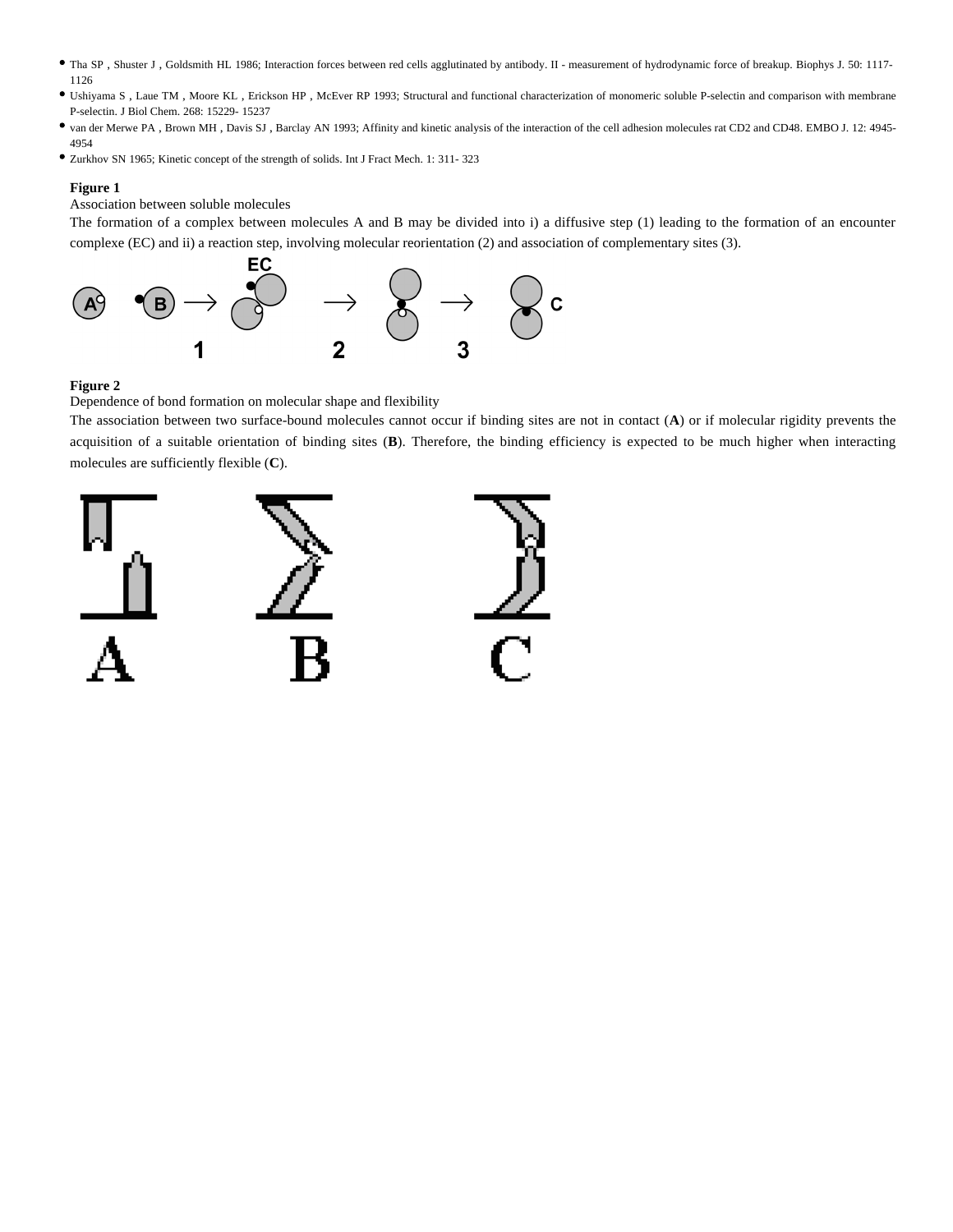- Tha SP , Shuster J , Goldsmith HL 1986; Interaction forces between red cells agglutinated by antibody. II - measurement of hydrodynamic force of breakup. Biophys J. 50: 1117- 1126
- Ushiyama S , Laue TM , Moore KL , Erickson HP , McEver RP 1993; Structural and functional characterization of monomeric soluble P-selectin and comparison with membrane P-selectin. J Biol Chem. 268: 15229- 15237
- van der Merwe PA , Brown MH , Davis SJ , Barclay AN 1993; Affinity and kinetic analysis of the interaction of the cell adhesion molecules rat CD2 and CD48. EMBO J. 12: 4945- 4954
- Zurkhov SN 1965; Kinetic concept of the strength of solids. Int J Fract Mech. 1: 311- 323

**Figure 1**

Association between soluble molecules

The formation of a complex between molecules A and B may be divided into i) a diffusive step (1) leading to the formation of an encounter complexe (EC) and ii) a reaction step, involving molecular reorientation (2) and association of complementary sites (3).

**Figure 2**

Dependence of bond formation on molecular shape and flexibility

The association between two surface-bound molecules cannot occur if binding sites are not in contact (**A**) or if molecular rigidity prevents the acquisition of a suitable orientation of binding sites (**B**). Therefore, the binding efficiency is expected to be much higher when interacting molecules are sufficiently flexible (**C**).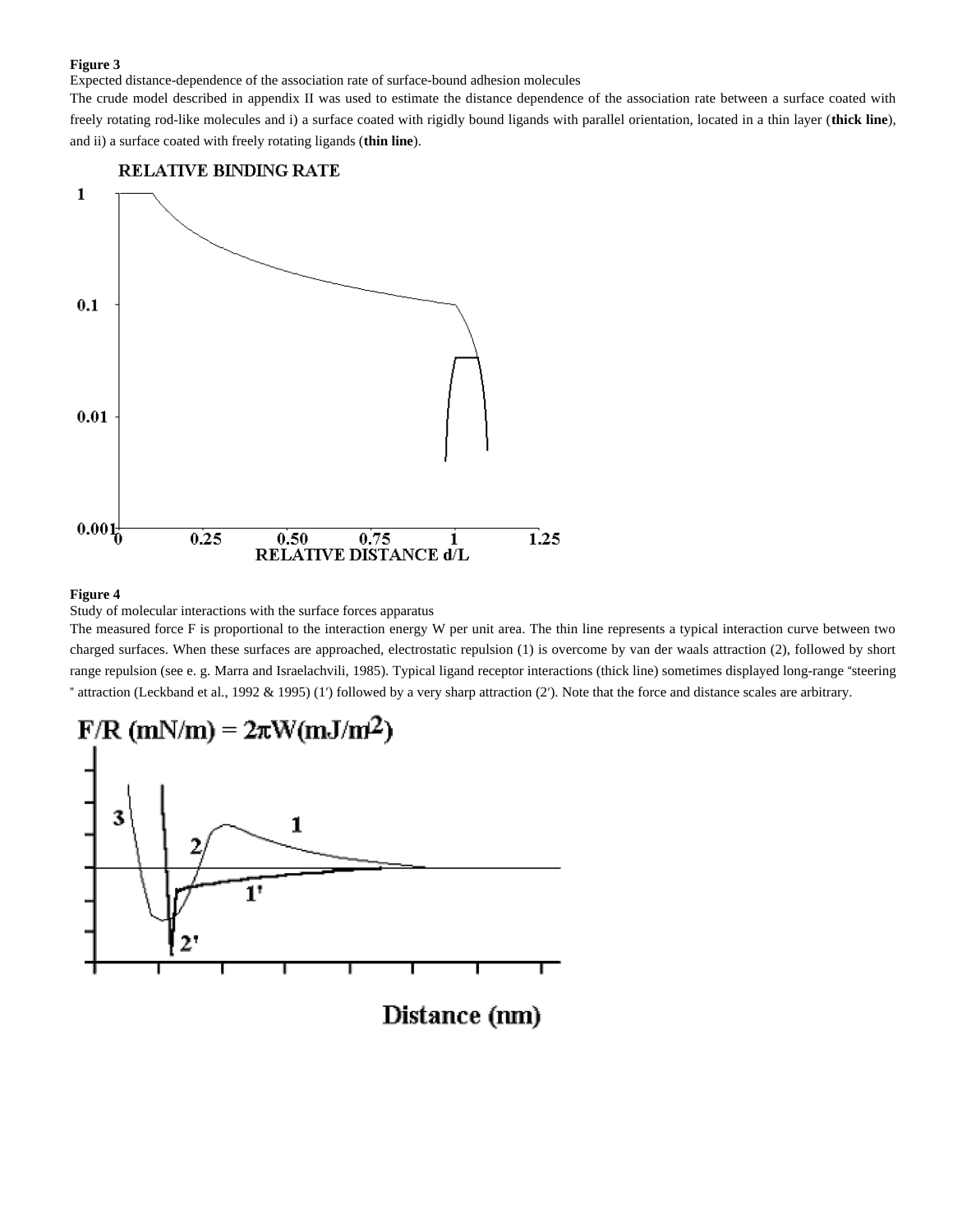**Figure 3**

Expected distance-dependence of the association rate of surface-bound adhesion molecules

The crude model described in appendix II was used to estimate the distance dependence of the association rate between a surface coated with freely rotating rod-like molecules and i) a surface coated with rigidly bound ligands with parallel orientation, located in a thin layer (**thick line**), and ii) a surface coated with freely rotating ligands (**thin line**).

**Figure 4**

Study of molecular interactions with the surface forces apparatus

The measured force F is proportional to the interaction energy W per unit area. The thin line represents a typical interaction curve between two charged surfaces. When these surfaces are approached, electrostatic repulsion (1) is overcome by van der waals attraction (2), followed by short range repulsion (see e. g. Marra and Israelachvili, 1985). Typical ligand receptor interactions (thick line) sometimes displayed long-range "steering" attraction (Leckband et al., 1992 & 1995) (1′) followed by a very sharp attraction (2′). Note that the force and distance scales are arbitrary.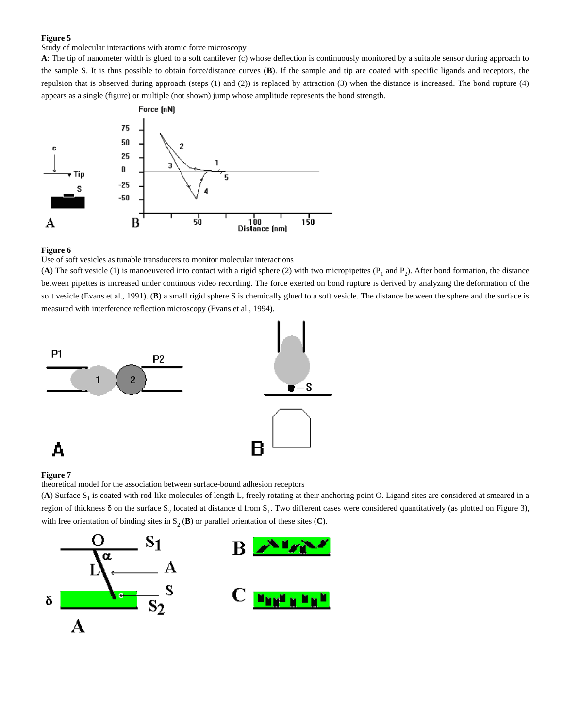**Figure 5**

Study of molecular interactions with atomic force microscopy

**A**: The tip of nanometer width is glued to a soft cantilever (c) whose deflection is continuously monitored by a suitable sensor during approach to the sample S. It is thus possible to obtain force/distance curves (**B**). If the sample and tip are coated with specific ligands and receptors, the repulsion that is observed during approach (steps (1) and (2)) is replaced by attraction (3) when the distance is increased. The bond rupture (4) appears as a single (figure) or multiple (not shown) jump whose amplitude represents the bond strength.

Force (nN)

75
50
25
0
-25
-50

50
100
150

Distance (nm)

c
Tip
S

1
2
3
4
5

A
B

**Figure 6**

Use of soft vesicles as tunable transducers to monitor molecular interactions

(**A**) The soft vesicle (1) is manoeuvered into contact with a rigid sphere (2) with two micropipettes ($P_1$ and $P_2$). After bond formation, the distance between pipettes is increased under continous video recording. The force exerted on bond rupture is derived by analyzing the deformation of the soft vesicle (Evans et al., 1991). (**B**) a small rigid sphere S is chemically glued to a soft vesicle. The distance between the sphere and the surface is measured with interference reflection microscopy (Evans et al., 1994).

P1
P2
1
2
S

A
B

**Figure 7**

theoretical model for the association between surface-bound adhesion receptors

(**A**) Surface $S_1$ is coated with rod-like molecules of length L, freely rotating at their anchoring point O. Ligand sites are considered at smeared in a region of thickness δ on the surface $S_2$ located at distance d from $S_1$. Two different cases were considered quantitatively (as plotted on Figure 3), with free orientation of binding sites in $S_2$ (**B**) or parallel orientation of these sites (**C**).

O
$S_1$
α
L
A
S
δ
$S_2$

A
B
C